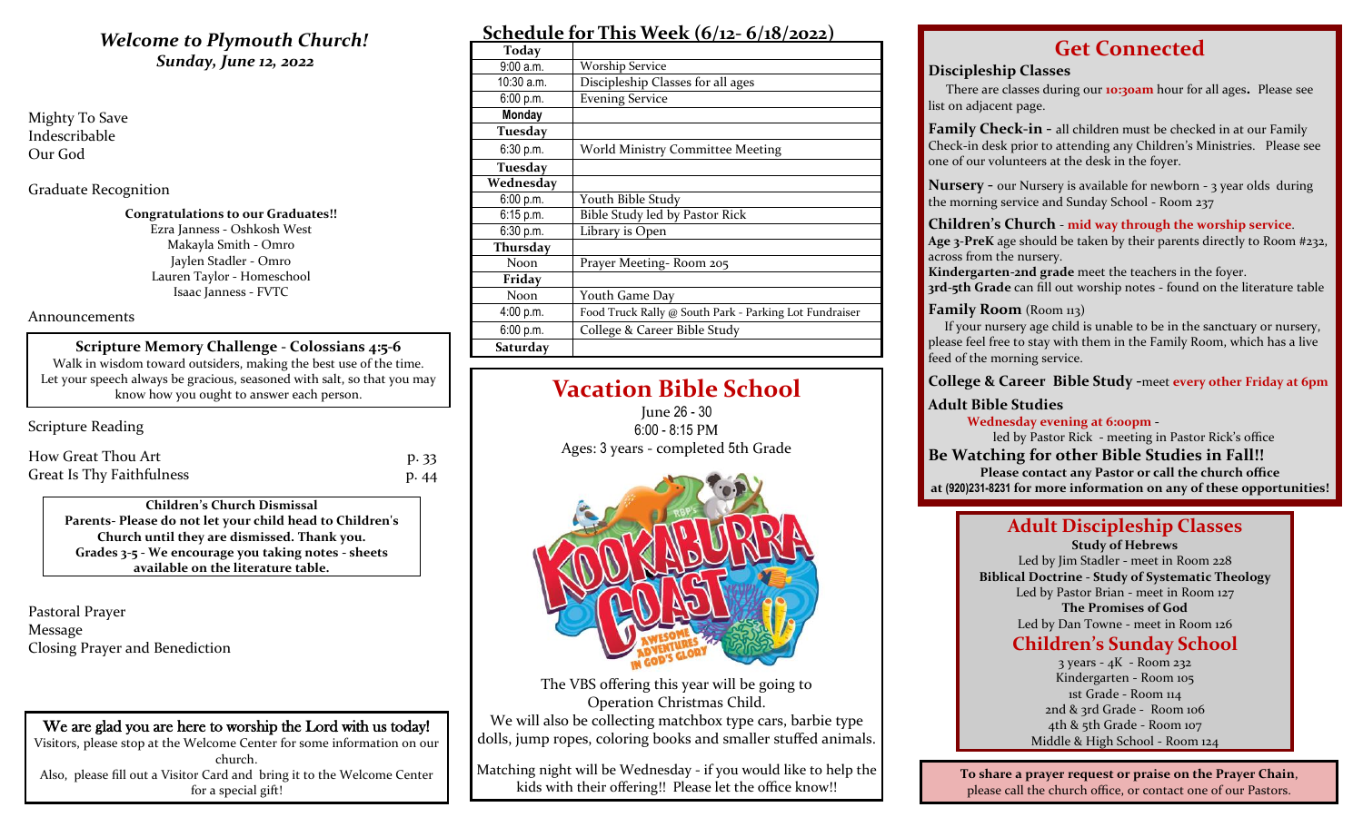## *Welcome to Plymouth Church!*

***Sunday, June 12, 2022***

Mighty To Save
Indescribable
Our God

Graduate Recognition

**Congratulations to our Graduates!!**
Ezra Janness - Oshkosh West
Makayla Smith - Omro
Jaylen Stadler - Omro
Lauren Taylor - Homeschool
Isaac Janness - FVTC

Announcements

**Scripture Memory Challenge - Colossians 4:5-6**
Walk in wisdom toward outsiders, making the best use of the time. Let your speech always be gracious, seasoned with salt, so that you may know how you ought to answer each person.

Scripture Reading

How Great Thou Art p. 33
Great Is Thy Faithfulness p. 44

**Children's Church Dismissal**
**Parents- Please do not let your child head to Children's Church until they are dismissed. Thank you.**
**Grades 3-5 - We encourage you taking notes - sheets available on the literature table.**

Pastoral Prayer
Message
Closing Prayer and Benediction

We are glad you are here to worship the Lord with us today!
Visitors, please stop at the Welcome Center for some information on our church.
Also, please fill out a Visitor Card and bring it to the Welcome Center for a special gift!

## Schedule for This Week (6/12- 6/18/2022)

| **Today** | |
|---|---|
| 9:00 a.m. | Worship Service |
| 10:30 a.m. | Discipleship Classes for all ages |
| 6:00 p.m. | Evening Service |
| **Monday** | |
| **Tuesday** | |
| 6:30 p.m. | World Ministry Committee Meeting |
| **Tuesday** | |
| **Wednesday** | |
| 6:00 p.m. | Youth Bible Study |
| 6:15 p.m. | Bible Study led by Pastor Rick |
| 6:30 p.m. | Library is Open |
| **Thursday** | |
| Noon | Prayer Meeting- Room 205 |
| **Friday** | |
| Noon | Youth Game Day |
| 4:00 p.m. | Food Truck Rally @ South Park - Parking Lot Fundraiser |
| 6:00 p.m. | College & Career Bible Study |
| **Saturday** | |

## Vacation Bible School

June 26 - 30
6:00 - 8:15 PM
Ages: 3 years - completed 5th Grade

The VBS offering this year will be going to Operation Christmas Child.
We will also be collecting matchbox type cars, barbie type dolls, jump ropes, coloring books and smaller stuffed animals.

Matching night will be Wednesday - if you would like to help the kids with their offering!! Please let the office know!!

## Get Connected

**Discipleship Classes**
There are classes during our **10:30am** hour for all ages**.** Please see list on adjacent page.

**Family Check-in -** all children must be checked in at our Family Check-in desk prior to attending any Children's Ministries. Please see one of our volunteers at the desk in the foyer.

**Nursery -** our Nursery is available for newborn - 3 year olds during the morning service and Sunday School - Room 237

**Children's Church** - **mid way through the worship service**.
**Age 3-PreK** age should be taken by their parents directly to Room #232, across from the nursery.
**Kindergarten-2nd grade** meet the teachers in the foyer.
**3rd-5th Grade** can fill out worship notes - found on the literature table

**Family Room** (Room 113)
If your nursery age child is unable to be in the sanctuary or nursery, please feel free to stay with them in the Family Room, which has a live feed of the morning service.

**College & Career Bible Study -**meet **every other Friday at 6pm**

**Adult Bible Studies**
**Wednesday evening at 6:00pm** -
led by Pastor Rick - meeting in Pastor Rick's office

**Be Watching for other Bible Studies in Fall!!**
**Please contact any Pastor or call the church office at (920)231-8231 for more information on any of these opportunities!**

## Adult Discipleship Classes

**Study of Hebrews**
Led by Jim Stadler - meet in Room 228
**Biblical Doctrine - Study of Systematic Theology**
Led by Pastor Brian - meet in Room 127
**The Promises of God**
Led by Dan Towne - meet in Room 126

## Children's Sunday School

3 years - 4K - Room 232
Kindergarten - Room 105
1st Grade - Room 114
2nd & 3rd Grade - Room 106
4th & 5th Grade - Room 107
Middle & High School - Room 124

**To share a prayer request or praise on the Prayer Chain**, please call the church office, or contact one of our Pastors.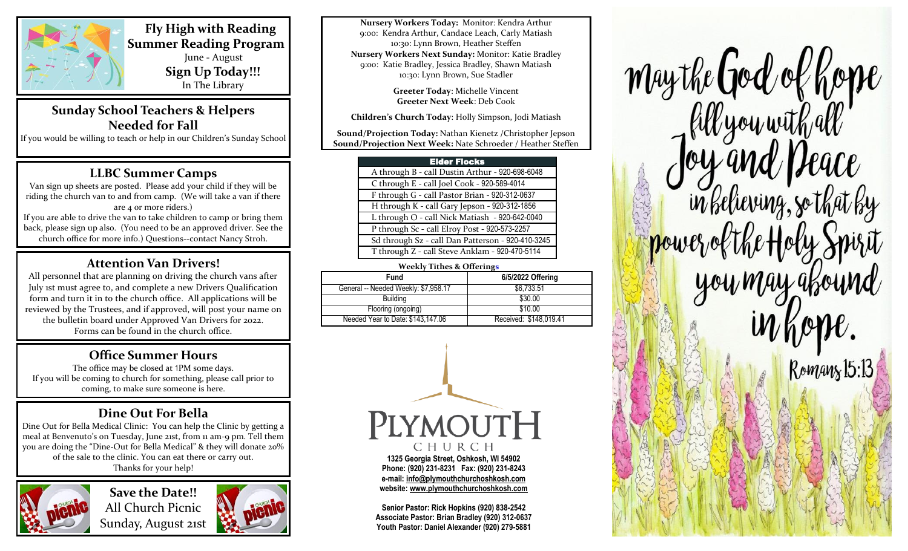## Fly High with Reading Summer Reading Program

June - August

**Sign Up Today!!!**

In The Library

## Sunday School Teachers & Helpers Needed for Fall

If you would be willing to teach or help in our Children's Sunday School

## LLBC Summer Camps

Van sign up sheets are posted. Please add your child if they will be riding the church van to and from camp. (We will take a van if there are 4 or more riders.)

If you are able to drive the van to take children to camp or bring them back, please sign up also. (You need to be an approved driver. See the church office for more info.) Questions--contact Nancy Stroh.

## Attention Van Drivers!

All personnel that are planning on driving the church vans after July 1st must agree to, and complete a new Drivers Qualification form and turn it in to the church office. All applications will be reviewed by the Trustees, and if approved, will post your name on the bulletin board under Approved Van Drivers for 2022. Forms can be found in the church office.

## Office Summer Hours

The office may be closed at 1PM some days. If you will be coming to church for something, please call prior to coming, to make sure someone is here.

## Dine Out For Bella

Dine Out for Bella Medical Clinic: You can help the Clinic by getting a meal at Benvenuto's on Tuesday, June 21st, from 11 am-9 pm. Tell them you are doing the "Dine-Out for Bella Medical" & they will donate 20% of the sale to the clinic. You can eat there or carry out. Thanks for your help!

## Save the Date!!

All Church Picnic

Sunday, August 21st

**Nursery Workers Today:** Monitor: Kendra Arthur
9:00: Kendra Arthur, Candace Leach, Carly Matiash
10:30: Lynn Brown, Heather Steffen

**Nursery Workers Next Sunday:** Monitor: Katie Bradley
9:00: Katie Bradley, Jessica Bradley, Shawn Matiash
10:30: Lynn Brown, Sue Stadler

**Greeter Today**: Michelle Vincent
**Greeter Next Week**: Deb Cook

**Children's Church Today**: Holly Simpson, Jodi Matiash

**Sound/Projection Today:** Nathan Kienetz /Christopher Jepson
**Sound/Projection Next Week:** Nate Schroeder / Heather Steffen

| Elder Flocks |
|---|
| A through B - call Dustin Arthur - 920-698-6048 |
| C through E - call Joel Cook - 920-589-4014 |
| F through G - call Pastor Brian - 920-312-0637 |
| H through K - call Gary Jepson - 920-312-1856 |
| L through O - call Nick Matiash - 920-642-0040 |
| P through Sc - call Elroy Post - 920-573-2257 |
| Sd through Sz - call Dan Patterson - 920-410-3245 |
| T through Z - call Steve Anklam - 920-470-5114 |

**Weekly Tithes & Offerings**

| Fund | 6/5/2022 Offering |
|---|---|
| General -- Needed Weekly: $7,958.17 | $6,733.51 |
| Building | $30.00 |
| Flooring (ongoing) | $10.00 |
| Needed Year to Date: $143,147.06 | Received: $148,019.41 |

PLYMOUTH CHURCH

**1325 Georgia Street, Oshkosh, WI 54902**
**Phone: (920) 231-8231 Fax: (920) 231-8243**
**e-mail: info@plymouthchurchoshkosh.com**
**website: www.plymouthchurchoshkosh.com**

**Senior Pastor: Rick Hopkins (920) 838-2542**
**Associate Pastor: Brian Bradley (920) 312-0637**
**Youth Pastor: Daniel Alexander (920) 279-5881**

May the God of hope fill you with all Joy and Peace in believing, so that by power of the Holy Spirit you may abound in hope.
Romans 15:13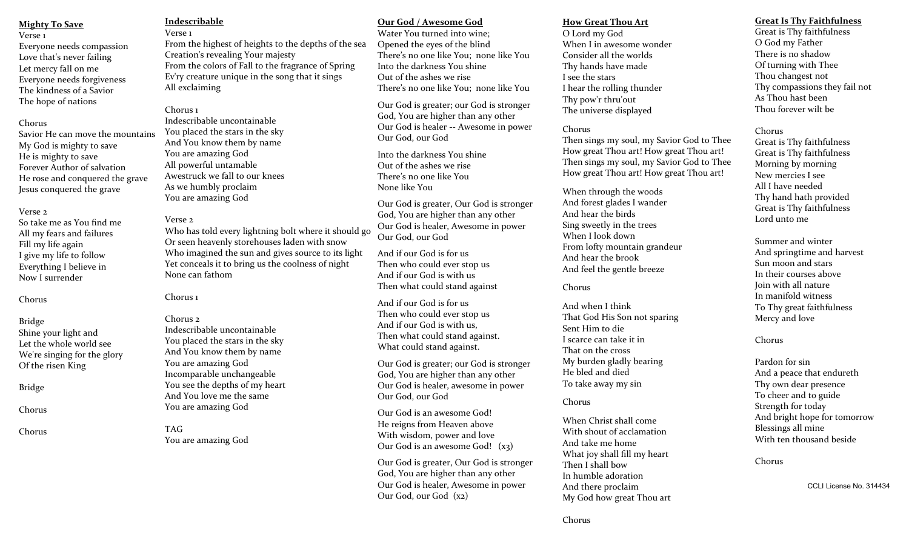## Mighty To Save

Verse 1
Everyone needs compassion
Love that's never failing
Let mercy fall on me
Everyone needs forgiveness
The kindness of a Savior
The hope of nations

Chorus
Savior He can move the mountains
My God is mighty to save
He is mighty to save
Forever Author of salvation
He rose and conquered the grave
Jesus conquered the grave

Verse 2
So take me as You find me
All my fears and failures
Fill my life again
I give my life to follow
Everything I believe in
Now I surrender

Chorus

Bridge
Shine your light and
Let the whole world see
We're singing for the glory
Of the risen King

Bridge

Chorus

Chorus

## Indescribable

Verse 1
From the highest of heights to the depths of the sea
Creation's revealing Your majesty
From the colors of Fall to the fragrance of Spring
Ev'ry creature unique in the song that it sings
All exclaiming

Chorus 1
Indescribable uncontainable
You placed the stars in the sky
And You know them by name
You are amazing God
All powerful untamable
Awestruck we fall to our knees
As we humbly proclaim
You are amazing God

Verse 2
Who has told every lightning bolt where it should go
Or seen heavenly storehouses laden with snow
Who imagined the sun and gives source to its light
Yet conceals it to bring us the coolness of night
None can fathom

Chorus 1

Chorus 2
Indescribable uncontainable
You placed the stars in the sky
And You know them by name
You are amazing God
Incomparable unchangeable
You see the depths of my heart
And You love me the same
You are amazing God

TAG
You are amazing God

## Our God / Awesome God

Water You turned into wine;
Opened the eyes of the blind
There's no one like You; none like You
Into the darkness You shine
Out of the ashes we rise
There's no one like You; none like You

Our God is greater; our God is stronger
God, You are higher than any other
Our God is healer -- Awesome in power
Our God, our God

Into the darkness You shine
Out of the ashes we rise
There's no one like You
None like You

Our God is greater, Our God is stronger
God, You are higher than any other
Our God is healer, Awesome in power
Our God, our God

And if our God is for us
Then who could ever stop us
And if our God is with us
Then what could stand against

And if our God is for us
Then who could ever stop us
And if our God is with us,
Then what could stand against.
What could stand against.

Our God is greater; our God is stronger
God, You are higher than any other
Our God is healer, awesome in power
Our God, our God

Our God is an awesome God!
He reigns from Heaven above
With wisdom, power and love
Our God is an awesome God! (x3)

Our God is greater, Our God is stronger
God, You are higher than any other
Our God is healer, Awesome in power
Our God, our God (x2)

## How Great Thou Art

O Lord my God
When I in awesome wonder
Consider all the worlds
Thy hands have made
I see the stars
I hear the rolling thunder
Thy pow'r thru'out
The universe displayed

Chorus
Then sings my soul, my Savior God to Thee
How great Thou art! How great Thou art!
Then sings my soul, my Savior God to Thee
How great Thou art! How great Thou art!

When through the woods
And forest glades I wander
And hear the birds
Sing sweetly in the trees
When I look down
From lofty mountain grandeur
And hear the brook
And feel the gentle breeze

Chorus

And when I think
That God His Son not sparing
Sent Him to die
I scarce can take it in
That on the cross
My burden gladly bearing
He bled and died
To take away my sin

Chorus

When Christ shall come
With shout of acclamation
And take me home
What joy shall fill my heart
Then I shall bow
In humble adoration
And there proclaim
My God how great Thou art

Chorus

## Great Is Thy Faithfulness

Great is Thy faithfulness
O God my Father
There is no shadow
Of turning with Thee
Thou changest not
Thy compassions they fail not
As Thou hast been
Thou forever wilt be

Chorus
Great is Thy faithfulness
Great is Thy faithfulness
Morning by morning
New mercies I see
All I have needed
Thy hand hath provided
Great is Thy faithfulness
Lord unto me

Summer and winter
And springtime and harvest
Sun moon and stars
In their courses above
Join with all nature
In manifold witness
To Thy great faithfulness
Mercy and love

Chorus

Pardon for sin
And a peace that endureth
Thy own dear presence
To cheer and to guide
Strength for today
And bright hope for tomorrow
Blessings all mine
With ten thousand beside

Chorus

CCLI License No. 314434